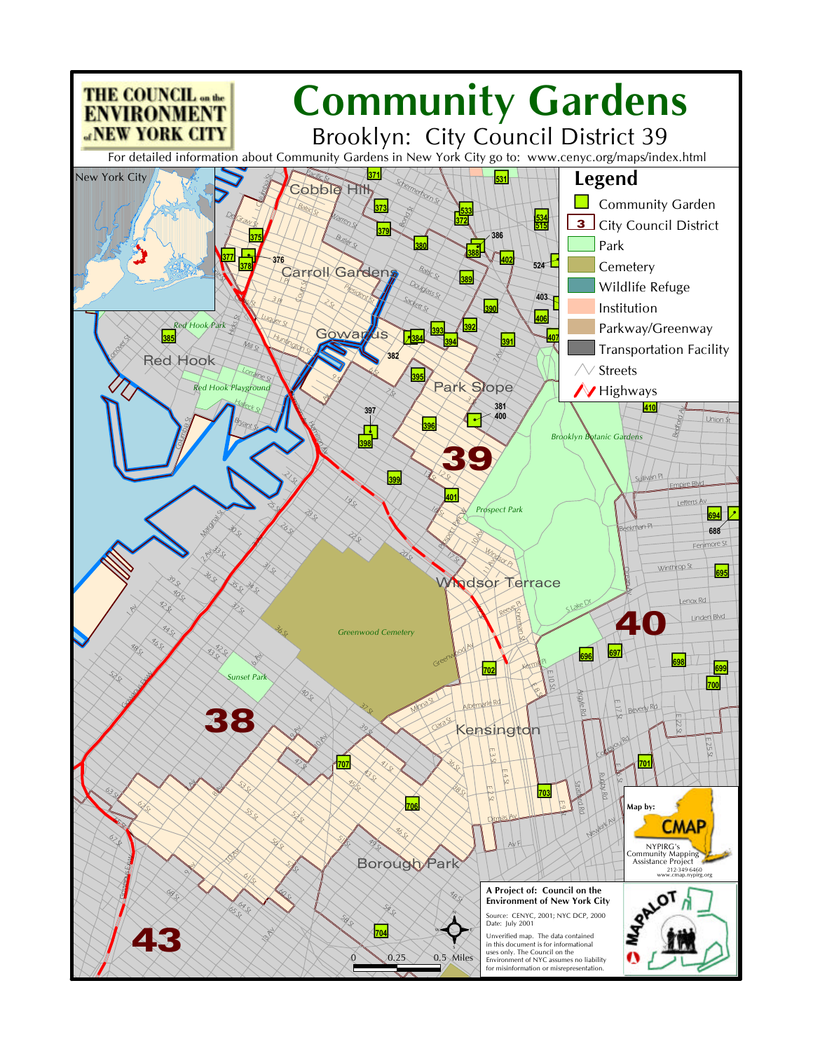# Community Gardens

## Brooklyn: City Council District 39

THE COUNCIL on the ENVIRONMENT of NEW YORK CITY

For detailed information about Community Gardens in New York City go to: www.cenyc.org/maps/index.html

### Legend

- Community Garden
- City Council District
- Park
- Cemetery
- Wildlife Refuge
- Institution
- Parkway/Greenway
- Transportation Facility
- Streets
- Highways

Map by: CMAP — NYPIRG's Community Mapping Assistance Project, 212-349-6460, www.cmap.nypirg.org

**A Project of: Council on the Environment of New York City**

Source: CENYC, 2001; NYC DCP, 2000
Date: July 2001

Unverified map. The data contained in this document is for informational uses only. The Council on the Environment of NYC assumes no liability for misinformation or misrepresentation.

0 0.25 0.5 Miles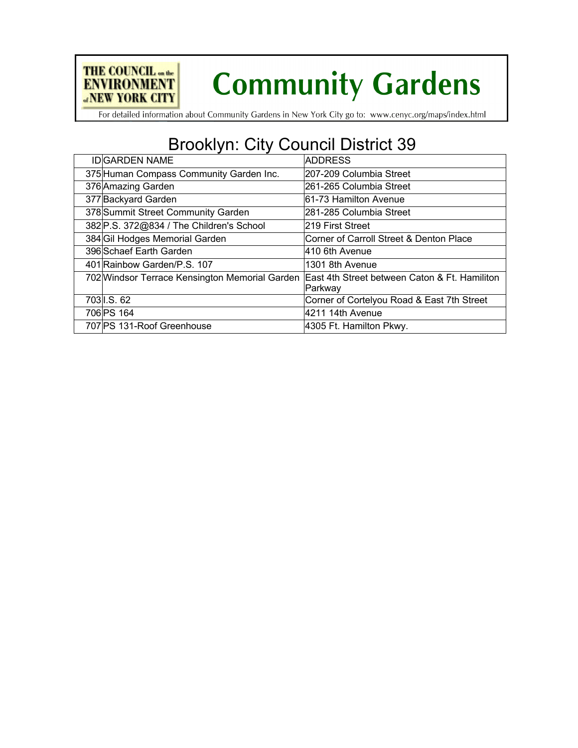THE COUNCIL on the ENVIRONMENT of NEW YORK CITY

# Community Gardens

For detailed information about Community Gardens in New York City go to: www.cenyc.org/maps/index.html

## Brooklyn: City Council District 39

| ID | GARDEN NAME | ADDRESS |
|---|---|---|
| 375 | Human Compass Community Garden Inc. | 207-209 Columbia Street |
| 376 | Amazing Garden | 261-265 Columbia Street |
| 377 | Backyard Garden | 61-73 Hamilton Avenue |
| 378 | Summit Street Community Garden | 281-285 Columbia Street |
| 382 | P.S. 372@834 / The Children's School | 219 First Street |
| 384 | Gil Hodges Memorial Garden | Corner of Carroll Street & Denton Place |
| 396 | Schaef Earth Garden | 410 6th Avenue |
| 401 | Rainbow Garden/P.S. 107 | 1301 8th Avenue |
| 702 | Windsor Terrace Kensington Memorial Garden | East 4th Street between Caton & Ft. Hamilton Parkway |
| 703 | I.S. 62 | Corner of Cortelyou Road & East 7th Street |
| 706 | PS 164 | 4211 14th Avenue |
| 707 | PS 131-Roof Greenhouse | 4305 Ft. Hamilton Pkwy. |